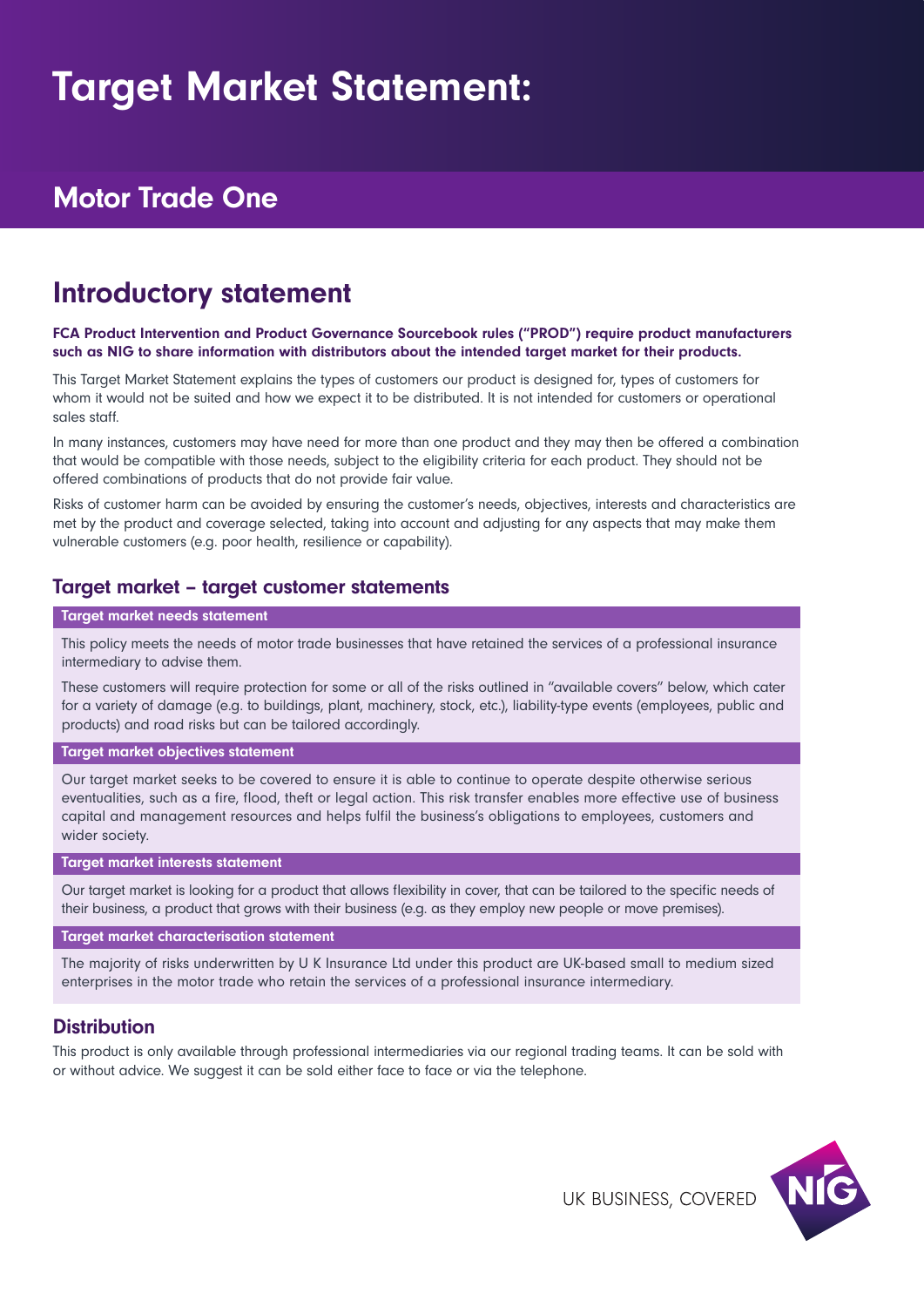# Target Market Statement:

## Motor Trade One

## Introductory statement

**FCA Product Intervention and Product Governance Sourcebook rules ("PROD") require product manufacturers such as NIG to share information with distributors about the intended target market for their products.**

This Target Market Statement explains the types of customers our product is designed for, types of customers for whom it would not be suited and how we expect it to be distributed. It is not intended for customers or operational sales staff.

In many instances, customers may have need for more than one product and they may then be offered a combination that would be compatible with those needs, subject to the eligibility criteria for each product. They should not be offered combinations of products that do not provide fair value.

Risks of customer harm can be avoided by ensuring the customer's needs, objectives, interests and characteristics are met by the product and coverage selected, taking into account and adjusting for any aspects that may make them vulnerable customers (e.g. poor health, resilience or capability).

### Target market – target customer statements

**Target market needs statement**

This policy meets the needs of motor trade businesses that have retained the services of a professional insurance intermediary to advise them.

These customers will require protection for some or all of the risks outlined in "available covers" below, which cater for a variety of damage (e.g. to buildings, plant, machinery, stock, etc.), liability-type events (employees, public and products) and road risks but can be tailored accordingly.

**Target market objectives statement**

Our target market seeks to be covered to ensure it is able to continue to operate despite otherwise serious eventualities, such as a fire, flood, theft or legal action. This risk transfer enables more effective use of business capital and management resources and helps fulfil the business's obligations to employees, customers and wider society.

**Target market interests statement**

Our target market is looking for a product that allows flexibility in cover, that can be tailored to the specific needs of their business, a product that grows with their business (e.g. as they employ new people or move premises).

**Target market characterisation statement**

The majority of risks underwritten by U K Insurance Ltd under this product are UK-based small to medium sized enterprises in the motor trade who retain the services of a professional insurance intermediary.

### Distribution

This product is only available through professional intermediaries via our regional trading teams. It can be sold with or without advice. We suggest it can be sold either face to face or via the telephone.

UK BUSINESS, COVERED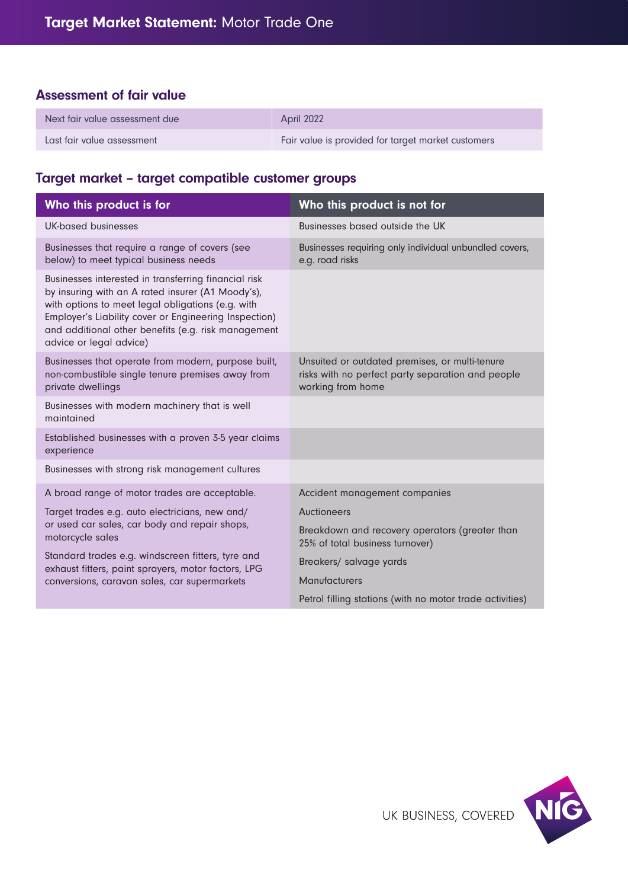## Assessment of fair value

| | |
|---|---|
| Next fair value assessment due | April 2022 |
| Last fair value assessment | Fair value is provided for target market customers |

## Target market – target compatible customer groups

| Who this product is for | Who this product is not for |
|---|---|
| UK-based businesses | Businesses based outside the UK |
| Businesses that require a range of covers (see below) to meet typical business needs | Businesses requiring only individual unbundled covers, e.g. road risks |
| Businesses interested in transferring financial risk by insuring with an A rated insurer (A1 Moody's), with options to meet legal obligations (e.g. with Employer's Liability cover or Engineering Inspection) and additional other benefits (e.g. risk management advice or legal advice) | |
| Businesses that operate from modern, purpose built, non-combustible single tenure premises away from private dwellings | Unsuited or outdated premises, or multi-tenure risks with no perfect party separation and people working from home |
| Businesses with modern machinery that is well maintained | |
| Established businesses with a proven 3-5 year claims experience | |
| Businesses with strong risk management cultures | |
| A broad range of motor trades are acceptable.<br><br>Target trades e.g. auto electricians, new and/or used car sales, car body and repair shops, motorcycle sales<br><br>Standard trades e.g. windscreen fitters, tyre and exhaust fitters, paint sprayers, motor factors, LPG conversions, caravan sales, car supermarkets | Accident management companies<br><br>Auctioneers<br><br>Breakdown and recovery operators (greater than 25% of total business turnover)<br><br>Breakers/ salvage yards<br><br>Manufacturers<br><br>Petrol filling stations (with no motor trade activities) |

UK BUSINESS, COVERED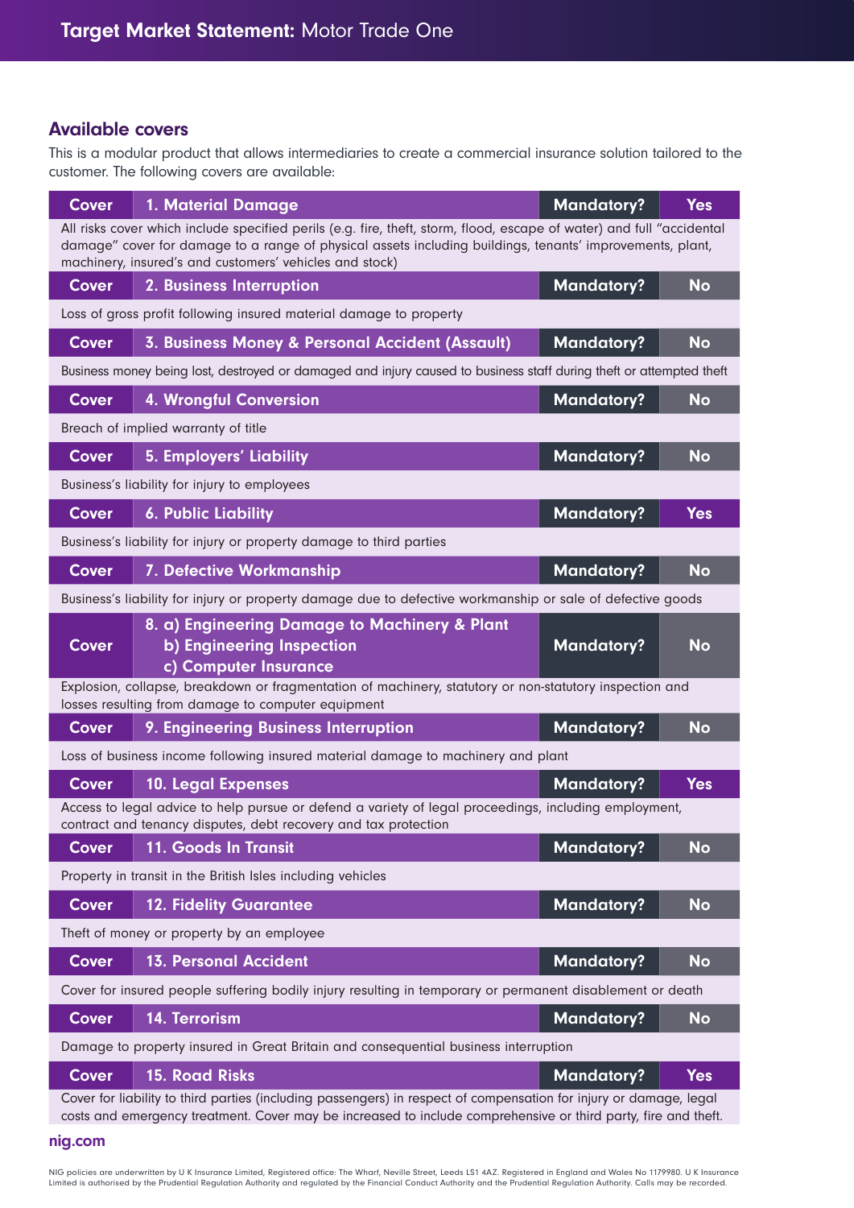## Available covers

This is a modular product that allows intermediaries to create a commercial insurance solution tailored to the customer. The following covers are available:

| Cover | Description | Mandatory? |
|---|---|---|
| 1. Material Damage | All risks cover which include specified perils (e.g. fire, theft, storm, flood, escape of water) and full "accidental damage" cover for damage to a range of physical assets including buildings, tenants' improvements, plant, machinery, insured's and customers' vehicles and stock) | Yes |
| 2. Business Interruption | Loss of gross profit following insured material damage to property | No |
| 3. Business Money & Personal Accident (Assault) | Business money being lost, destroyed or damaged and injury caused to business staff during theft or attempted theft | No |
| 4. Wrongful Conversion | Breach of implied warranty of title | No |
| 5. Employers' Liability | Business's liability for injury to employees | No |
| 6. Public Liability | Business's liability for injury or property damage to third parties | Yes |
| 7. Defective Workmanship | Business's liability for injury or property damage due to defective workmanship or sale of defective goods | No |
| 8. a) Engineering Damage to Machinery & Plant b) Engineering Inspection c) Computer Insurance | Explosion, collapse, breakdown or fragmentation of machinery, statutory or non-statutory inspection and losses resulting from damage to computer equipment | No |
| 9. Engineering Business Interruption | Loss of business income following insured material damage to machinery and plant | No |
| 10. Legal Expenses | Access to legal advice to help pursue or defend a variety of legal proceedings, including employment, contract and tenancy disputes, debt recovery and tax protection | Yes |
| 11. Goods In Transit | Property in transit in the British Isles including vehicles | No |
| 12. Fidelity Guarantee | Theft of money or property by an employee | No |
| 13. Personal Accident | Cover for insured people suffering bodily injury resulting in temporary or permanent disablement or death | No |
| 14. Terrorism | Damage to property insured in Great Britain and consequential business interruption | No |
| 15. Road Risks | Cover for liability to third parties (including passengers) in respect of compensation for injury or damage, legal costs and emergency treatment. Cover may be increased to include comprehensive or third party, fire and theft. | Yes |

nig.com

NIG policies are underwritten by U K Insurance Limited, Registered office: The Wharf, Neville Street, Leeds LS1 4AZ. Registered in England and Wales No 1179980. U K Insurance Limited is authorised by the Prudential Regulation Authority and regulated by the Financial Conduct Authority and the Prudential Regulation Authority. Calls may be recorded.